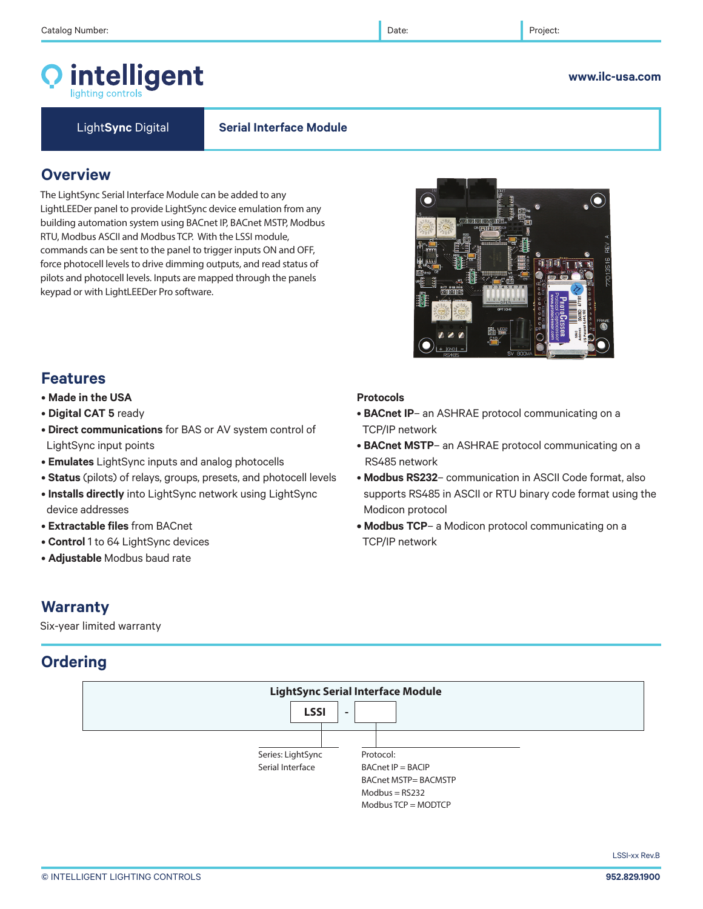Catalog Number: | Date: | Project:

# intelligent
lighting controls

www.ilc-usa.com

**LightSync Digital** | **Serial Interface Module**

## Overview

The LightSync Serial Interface Module can be added to any LightLEEDer panel to provide LightSync device emulation from any building automation system using BACnet IP, BACnet MSTP, Modbus RTU, Modbus ASCII and Modbus TCP. With the LSSI module, commands can be sent to the panel to trigger inputs ON and OFF, force photocell levels to drive dimming outputs, and read status of pilots and photocell levels. Inputs are mapped through the panels keypad or with LightLEEDer Pro software.

## Features

- **Made in the USA**
- **Digital CAT 5** ready
- **Direct communications** for BAS or AV system control of LightSync input points
- **Emulates** LightSync inputs and analog photocells
- **Status** (pilots) of relays, groups, presets, and photocell levels
- **Installs directly** into LightSync network using LightSync device addresses
- **Extractable files** from BACnet
- **Control** 1 to 64 LightSync devices
- **Adjustable** Modbus baud rate

**Protocols**

- **BACnet IP**– an ASHRAE protocol communicating on a TCP/IP network
- **BACnet MSTP**– an ASHRAE protocol communicating on a RS485 network
- **Modbus RS232**– communication in ASCII Code format, also supports RS485 in ASCII or RTU binary code format using the Modicon protocol
- **Modbus TCP**– a Modicon protocol communicating on a TCP/IP network

## Warranty

Six-year limited warranty

## Ordering

**LightSync Serial Interface Module**

| LSSI | - | |
|---|---|---|

Series: LightSync Serial Interface

Protocol:
BACnet IP = BACIP
BACnet MSTP= BACMSTP
Modbus = RS232
Modbus TCP = MODTCP

LSSI-xx Rev.B

© INTELLIGENT LIGHTING CONTROLS — 952.829.1900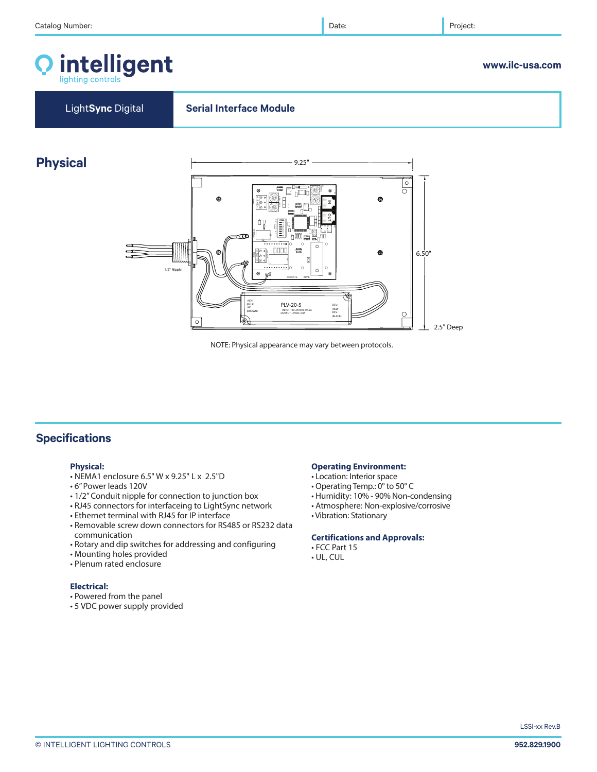Catalog Number: | Date: | Project:

**intelligent** lighting controls

**www.ilc-usa.com**

LightSync Digital | **Serial Interface Module**

## Physical

9.25"

6.50"

2.5" Deep

1/2" Nipple

PLV-20-5

NOTE: Physical appearance may vary between protocols.

## Specifications

### Physical:

- NEMA1 enclosure 6.5" W x 9.25" L x 2.5"D
- 6" Power leads 120V
- 1/2" Conduit nipple for connection to junction box
- RJ45 connectors for interfaceing to LightSync network
- Ethernet terminal with RJ45 for IP interface
- Removable screw down connectors for RS485 or RS232 data communication
- Rotary and dip switches for addressing and configuring
- Mounting holes provided
- Plenum rated enclosure

### Electrical:

- Powered from the panel
- 5 VDC power supply provided

### Operating Environment:

- Location: Interior space
- Operating Temp.: 0° to 50° C
- Humidity: 10% - 90% Non-condensing
- Atmosphere: Non-explosive/corrosive
- Vibration: Stationary

### Certifications and Approvals:

- FCC Part 15
- UL, CUL

LSSI-xx Rev.B

© INTELLIGENT LIGHTING CONTROLS

952.829.1900